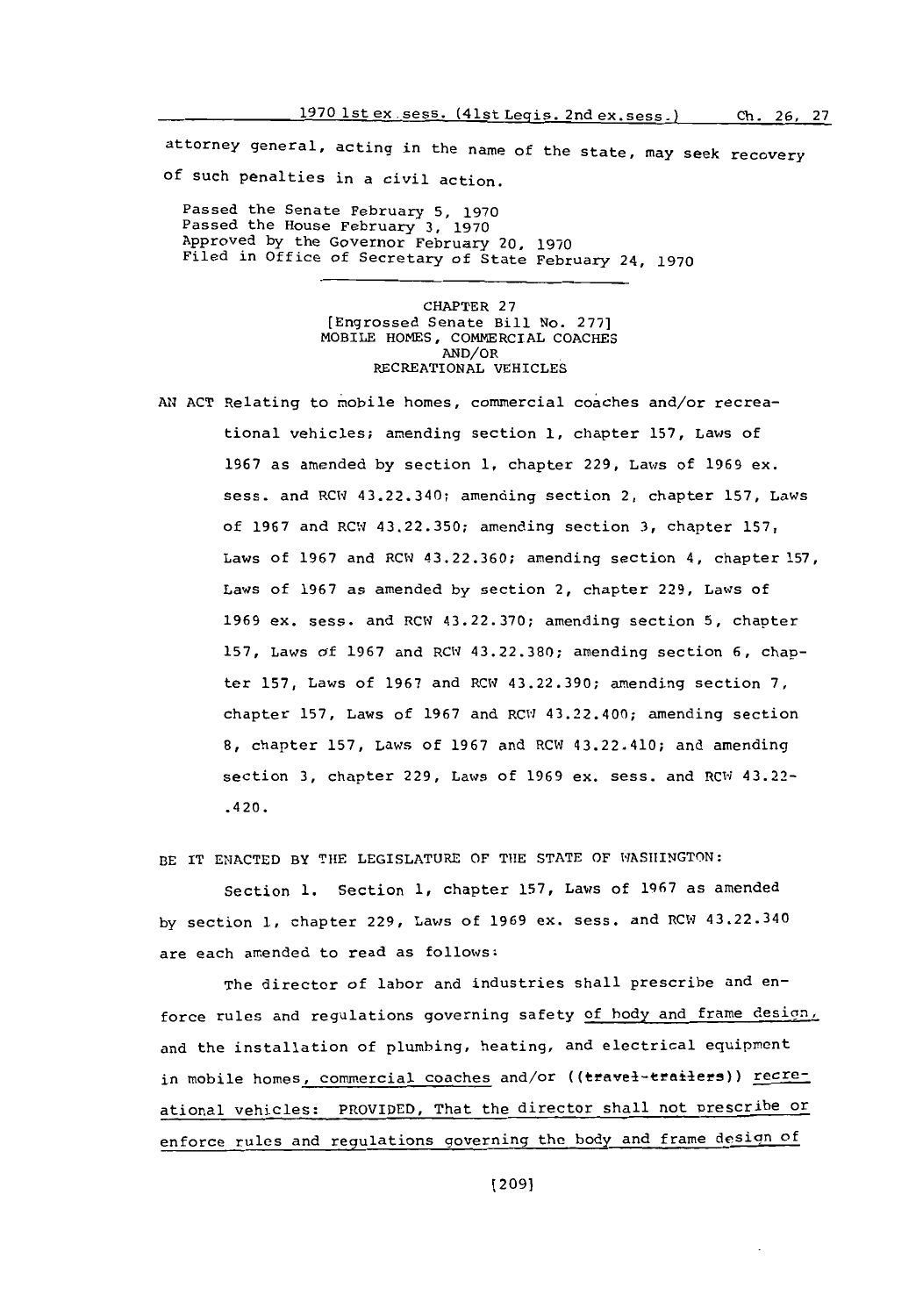attorney general, acting in the name of the state, may seek recovery of such penalties in a civil action.

Passed the Senate February 5, 1970
Passed the House February 3, 1970
Approved by the Governor February 20, 1970
Filed in Office of Secretary of State February 24, 1970

---

CHAPTER 27
[Engrossed Senate Bill No. 277]
MOBILE HOMES, COMMERCIAL COACHES
AND/OR
RECREATIONAL VEHICLES

AN ACT Relating to mobile homes, commercial coaches and/or recreational vehicles; amending section 1, chapter 157, Laws of 1967 as amended by section 1, chapter 229, Laws of 1969 ex. sess. and RCW 43.22.340; amending section 2, chapter 157, Laws of 1967 and RCW 43.22.350; amending section 3, chapter 157, Laws of 1967 and RCW 43.22.360; amending section 4, chapter 157, Laws of 1967 as amended by section 2, chapter 229, Laws of 1969 ex. sess. and RCW 43.22.370; amending section 5, chapter 157, Laws of 1967 and RCW 43.22.380; amending section 6, chapter 157, Laws of 1967 and RCW 43.22.390; amending section 7, chapter 157, Laws of 1967 and RCW 43.22.400; amending section 8, chapter 157, Laws of 1967 and RCW 43.22.410; and amending section 3, chapter 229, Laws of 1969 ex. sess. and RCW 43.22-.420.

BE IT ENACTED BY THE LEGISLATURE OF THE STATE OF WASHINGTON:

Section 1. Section 1, chapter 157, Laws of 1967 as amended by section 1, chapter 229, Laws of 1969 ex. sess. and RCW 43.22.340 are each amended to read as follows:

The director of labor and industries shall prescribe and enforce rules and regulations governing safety <u>of body and frame design,</u> and the installation of plumbing, heating, and electrical equipment in mobile homes<u>, commercial coaches</u> and/or ((~~travel-trailers~~)) <u>recreational vehicles: PROVIDED, That the director shall not prescribe or enforce rules and regulations governing the body and frame design of</u>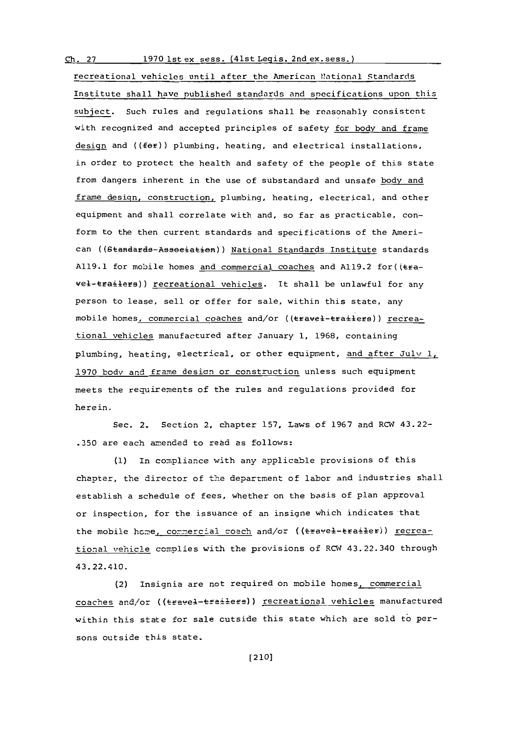recreational vehicles until after the American National Standards Institute shall have published standards and specifications upon this subject. Such rules and regulations shall be reasonably consistent with recognized and accepted principles of safety for body and frame design and ((for)) plumbing, heating, and electrical installations, in order to protect the health and safety of the people of this state from dangers inherent in the use of substandard and unsafe body and frame design, construction, plumbing, heating, electrical, and other equipment and shall correlate with and, so far as practicable, conform to the then current standards and specifications of the American ((Standards Association)) National Standards Institute standards A119.1 for mobile homes and commercial coaches and A119.2 for((travel trailers)) recreational vehicles. It shall be unlawful for any person to lease, sell or offer for sale, within this state, any mobile homes, commercial coaches and/or ((travel trailers)) recreational vehicles manufactured after January 1, 1968, containing plumbing, heating, electrical, or other equipment, and after July 1, 1970 body and frame design or construction unless such equipment meets the requirements of the rules and regulations provided for herein.

Sec. 2. Section 2, chapter 157, Laws of 1967 and RCW 43.22-.350 are each amended to read as follows:

(1) In compliance with any applicable provisions of this chapter, the director of the department of labor and industries shall establish a schedule of fees, whether on the basis of plan approval or inspection, for the issuance of an insigne which indicates that the mobile home, commercial coach and/or ((travel trailer)) recreational vehicle complies with the provisions of RCW 43.22.340 through 43.22.410.

(2) Insignia are not required on mobile homes, commercial coaches and/or ((travel trailers)) recreational vehicles manufactured within this state for sale outside this state which are sold to persons outside this state.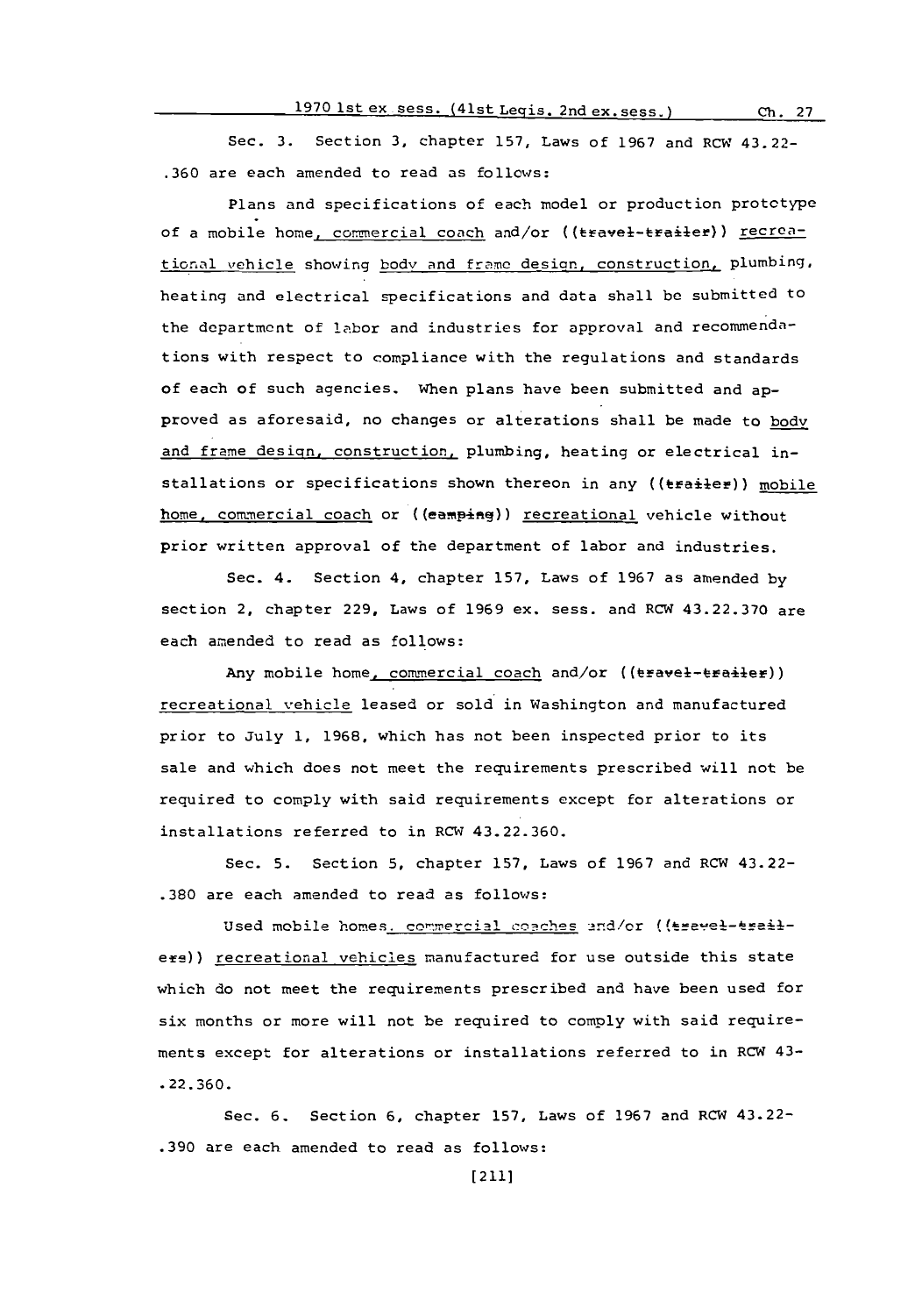Sec. 3. Section 3, chapter 157, Laws of 1967 and RCW 43.22-.360 are each amended to read as follows:

Plans and specifications of each model or production prototype of a mobile home, commercial coach and/or ((travel-trailer)) recreational vehicle showing body and frame design, construction, plumbing, heating and electrical specifications and data shall be submitted to the department of labor and industries for approval and recommendations with respect to compliance with the regulations and standards of each of such agencies. When plans have been submitted and approved as aforesaid, no changes or alterations shall be made to body and frame design, construction, plumbing, heating or electrical installations or specifications shown thereon in any ((trailer)) mobile home, commercial coach or ((camping)) recreational vehicle without prior written approval of the department of labor and industries.

Sec. 4. Section 4, chapter 157, Laws of 1967 as amended by section 2, chapter 229, Laws of 1969 ex. sess. and RCW 43.22.370 are each amended to read as follows:

Any mobile home, commercial coach and/or ((travel-trailer)) recreational vehicle leased or sold in Washington and manufactured prior to July 1, 1968, which has not been inspected prior to its sale and which does not meet the requirements prescribed will not be required to comply with said requirements except for alterations or installations referred to in RCW 43.22.360.

Sec. 5. Section 5, chapter 157, Laws of 1967 and RCW 43.22-.380 are each amended to read as follows:

Used mobile homes, commercial coaches and/or ((travel-trailers)) recreational vehicles manufactured for use outside this state which do not meet the requirements prescribed and have been used for six months or more will not be required to comply with said requirements except for alterations or installations referred to in RCW 43-.22.360.

Sec. 6. Section 6, chapter 157, Laws of 1967 and RCW 43.22-.390 are each amended to read as follows: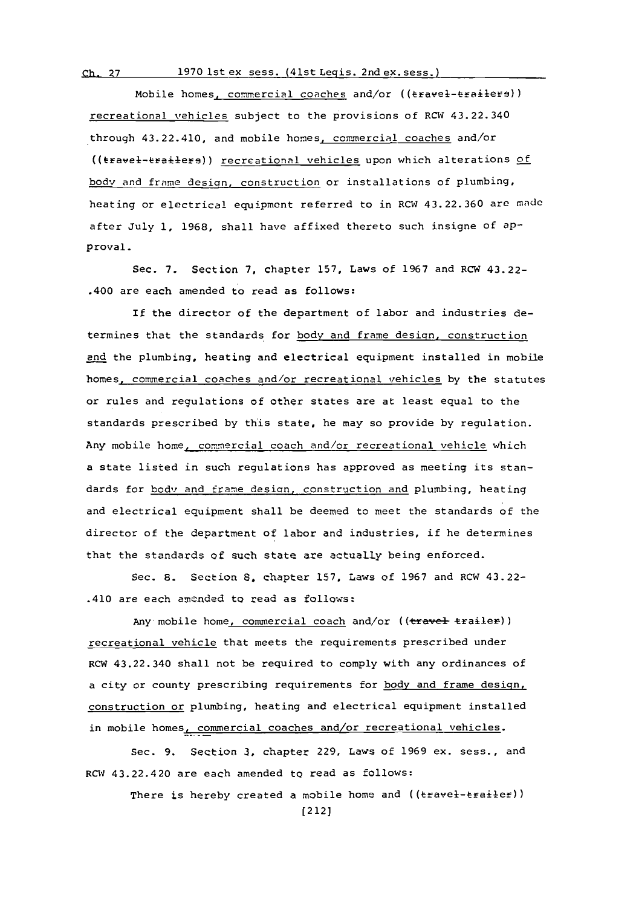Mobile homes, commercial coaches and/or ((travel-trailers)) recreational vehicles subject to the provisions of RCW 43.22.340 through 43.22.410, and mobile homes, commercial coaches and/or ((travel-trailers)) recreational vehicles upon which alterations of body and frame design, construction or installations of plumbing, heating or electrical equipment referred to in RCW 43.22.360 are made after July 1, 1968, shall have affixed thereto such insigne of approval.

Sec. 7. Section 7, chapter 157, Laws of 1967 and RCW 43.22-.400 are each amended to read as follows:

If the director of the department of labor and industries determines that the standards for body and frame design, construction and the plumbing, heating and electrical equipment installed in mobile homes, commercial coaches and/or recreational vehicles by the statutes or rules and regulations of other states are at least equal to the standards prescribed by this state, he may so provide by regulation. Any mobile home, commercial coach and/or recreational vehicle which a state listed in such regulations has approved as meeting its standards for body and frame design, construction and plumbing, heating and electrical equipment shall be deemed to meet the standards of the director of the department of labor and industries, if he determines that the standards of such state are actually being enforced.

Sec. 8. Section 8, chapter 157, Laws of 1967 and RCW 43.22-.410 are each amended to read as follows:

Any mobile home, commercial coach and/or ((travel trailer)) recreational vehicle that meets the requirements prescribed under RCW 43.22.340 shall not be required to comply with any ordinances of a city or county prescribing requirements for body and frame design, construction or plumbing, heating and electrical equipment installed in mobile homes, commercial coaches and/or recreational vehicles.

Sec. 9. Section 3, chapter 229, Laws of 1969 ex. sess., and RCW 43.22.420 are each amended to read as follows:

There is hereby created a mobile home and ((travel-trailer))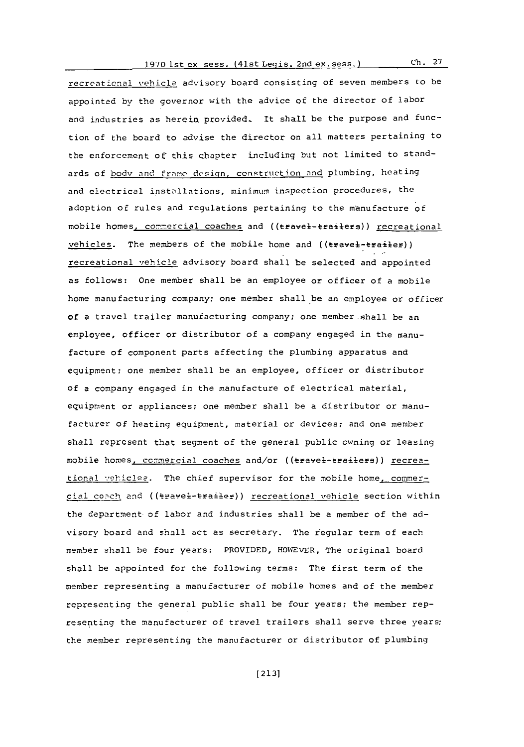recreational vehicle advisory board consisting of seven members to be appointed by the governor with the advice of the director of labor and industries as herein provided. It shall be the purpose and function of the board to advise the director on all matters pertaining to the enforcement of this chapter including but not limited to standards of body and frame design, construction and plumbing, heating and electrical installations, minimum inspection procedures, the adoption of rules and regulations pertaining to the manufacture of mobile homes, commercial coaches and ((travel-trailers)) recreational vehicles. The members of the mobile home and ((travel-trailer)) recreational vehicle advisory board shall be selected and appointed as follows: One member shall be an employee or officer of a mobile home manufacturing company; one member shall be an employee or officer of a travel trailer manufacturing company; one member shall be an employee, officer or distributor of a company engaged in the manufacture of component parts affecting the plumbing apparatus and equipment; one member shall be an employee, officer or distributor of a company engaged in the manufacture of electrical material, equipment or appliances; one member shall be a distributor or manufacturer of heating equipment, material or devices; and one member shall represent that segment of the general public owning or leasing mobile homes, commercial coaches and/or ((travel-trailers)) recreational vehicles. The chief supervisor for the mobile home, commercial coach and ((travel-trailer)) recreational vehicle section within the department of labor and industries shall be a member of the advisory board and shall act as secretary. The regular term of each member shall be four years: PROVIDED, HOWEVER, The original board shall be appointed for the following terms: The first term of the member representing a manufacturer of mobile homes and of the member representing the general public shall be four years; the member representing the manufacturer of travel trailers shall serve three years; the member representing the manufacturer or distributor of plumbing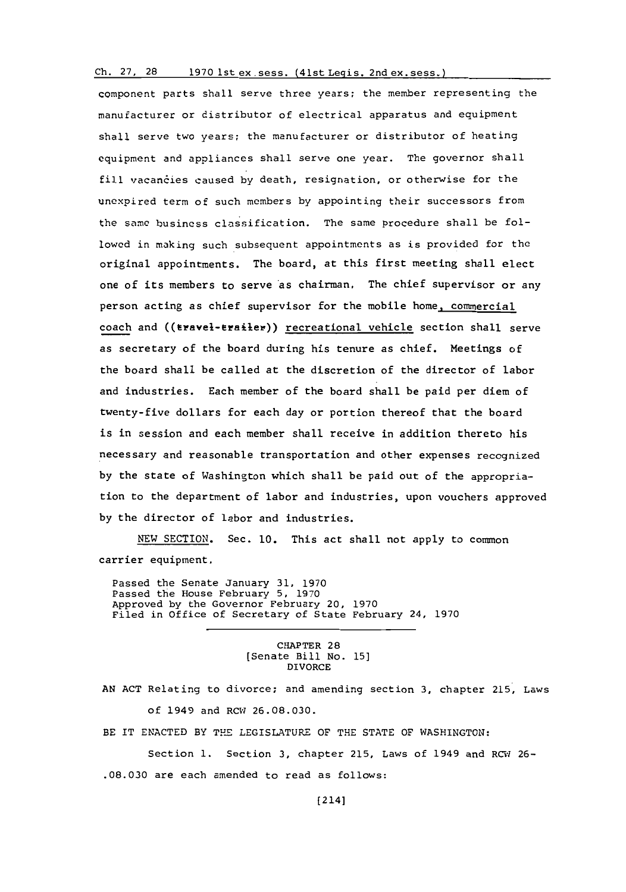component parts shall serve three years; the member representing the manufacturer or distributor of electrical apparatus and equipment shall serve two years; the manufacturer or distributor of heating equipment and appliances shall serve one year. The governor shall fill vacancies caused by death, resignation, or otherwise for the unexpired term of such members by appointing their successors from the same business classification. The same procedure shall be followed in making such subsequent appointments as is provided for the original appointments. The board, at this first meeting shall elect one of its members to serve as chairman. The chief supervisor or any person acting as chief supervisor for the mobile home, commercial coach and ((travel-trailer)) recreational vehicle section shall serve as secretary of the board during his tenure as chief. Meetings of the board shall be called at the discretion of the director of labor and industries. Each member of the board shall be paid per diem of twenty-five dollars for each day or portion thereof that the board is in session and each member shall receive in addition thereto his necessary and reasonable transportation and other expenses recognized by the state of Washington which shall be paid out of the appropriation to the department of labor and industries, upon vouchers approved by the director of labor and industries.

NEW SECTION. Sec. 10. This act shall not apply to common carrier equipment.

Passed the Senate January 31, 1970
Passed the House February 5, 1970
Approved by the Governor February 20, 1970
Filed in Office of Secretary of State February 24, 1970

---

## CHAPTER 28
### [Senate Bill No. 15]
### DIVORCE

AN ACT Relating to divorce; and amending section 3, chapter 215, Laws of 1949 and RCW 26.08.030.

BE IT ENACTED BY THE LEGISLATURE OF THE STATE OF WASHINGTON:

Section 1. Section 3, chapter 215, Laws of 1949 and RCW 26-.08.030 are each amended to read as follows: